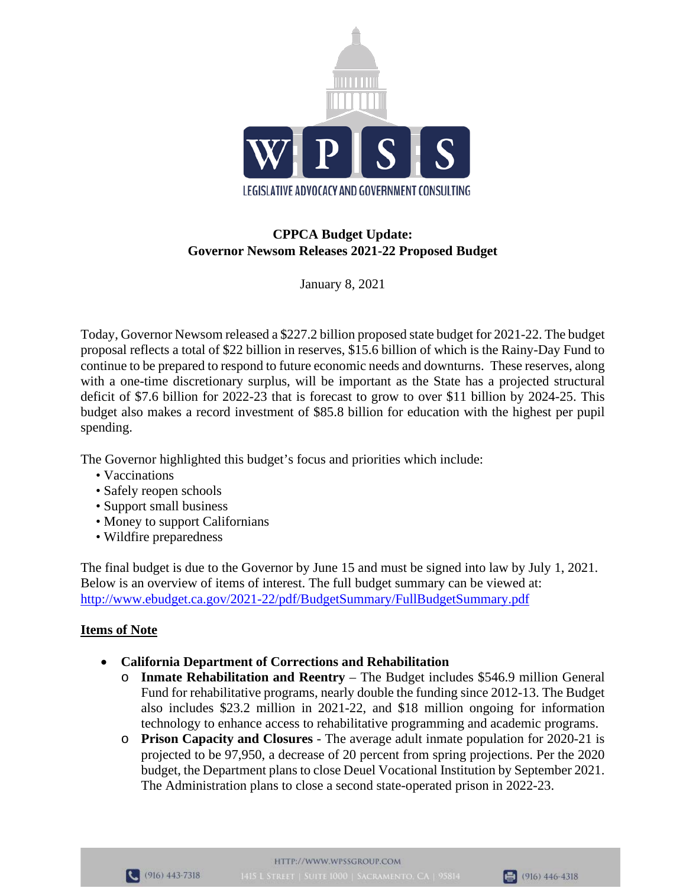LEGISLATIVE ADVOCACY AND GOVERNMENT CONSULTING

**CPPCA Budget Update:**
**Governor Newsom Releases 2021-22 Proposed Budget**

January 8, 2021

Today, Governor Newsom released a $227.2 billion proposed state budget for 2021-22. The budget proposal reflects a total of $22 billion in reserves, $15.6 billion of which is the Rainy-Day Fund to continue to be prepared to respond to future economic needs and downturns. These reserves, along with a one-time discretionary surplus, will be important as the State has a projected structural deficit of $7.6 billion for 2022-23 that is forecast to grow to over $11 billion by 2024-25. This budget also makes a record investment of $85.8 billion for education with the highest per pupil spending.

The Governor highlighted this budget's focus and priorities which include:

- Vaccinations
- Safely reopen schools
- Support small business
- Money to support Californians
- Wildfire preparedness

The final budget is due to the Governor by June 15 and must be signed into law by July 1, 2021. Below is an overview of items of interest. The full budget summary can be viewed at: http://www.ebudget.ca.gov/2021-22/pdf/BudgetSummary/FullBudgetSummary.pdf

**Items of Note**

- **California Department of Corrections and Rehabilitation**
  - **Inmate Rehabilitation and Reentry** – The Budget includes $546.9 million General Fund for rehabilitative programs, nearly double the funding since 2012-13. The Budget also includes $23.2 million in 2021-22, and $18 million ongoing for information technology to enhance access to rehabilitative programming and academic programs.
  - **Prison Capacity and Closures** - The average adult inmate population for 2020-21 is projected to be 97,950, a decrease of 20 percent from spring projections. Per the 2020 budget, the Department plans to close Deuel Vocational Institution by September 2021. The Administration plans to close a second state-operated prison in 2022-23.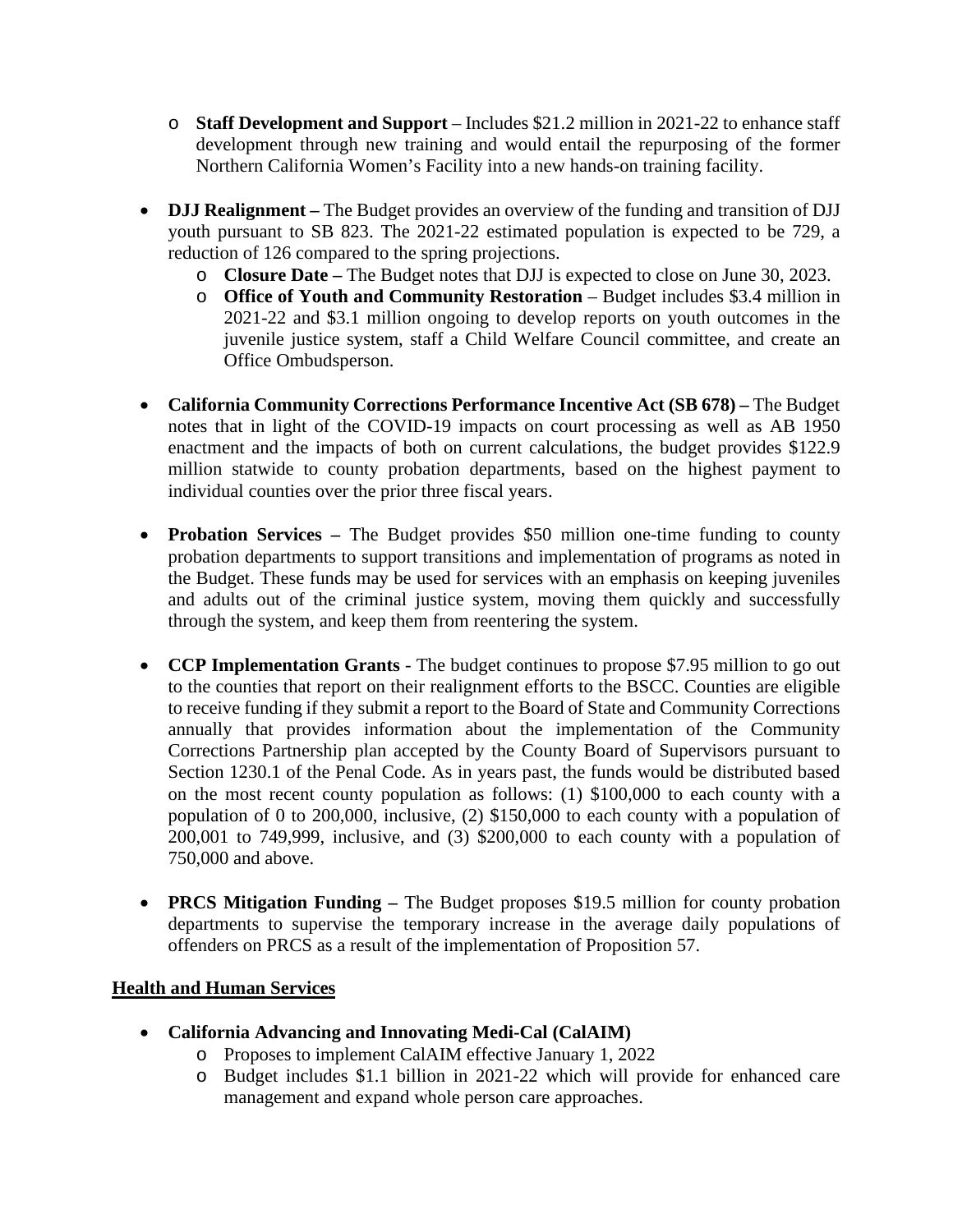- **Staff Development and Support** – Includes $21.2 million in 2021-22 to enhance staff development through new training and would entail the repurposing of the former Northern California Women's Facility into a new hands-on training facility.

- **DJJ Realignment –** The Budget provides an overview of the funding and transition of DJJ youth pursuant to SB 823. The 2021-22 estimated population is expected to be 729, a reduction of 126 compared to the spring projections.
    - **Closure Date –** The Budget notes that DJJ is expected to close on June 30, 2023.
    - **Office of Youth and Community Restoration** – Budget includes $3.4 million in 2021-22 and $3.1 million ongoing to develop reports on youth outcomes in the juvenile justice system, staff a Child Welfare Council committee, and create an Office Ombudsperson.

- **California Community Corrections Performance Incentive Act (SB 678) –** The Budget notes that in light of the COVID-19 impacts on court processing as well as AB 1950 enactment and the impacts of both on current calculations, the budget provides $122.9 million statewide to county probation departments, based on the highest payment to individual counties over the prior three fiscal years.

- **Probation Services –** The Budget provides $50 million one-time funding to county probation departments to support transitions and implementation of programs as noted in the Budget. These funds may be used for services with an emphasis on keeping juveniles and adults out of the criminal justice system, moving them quickly and successfully through the system, and keep them from reentering the system.

- **CCP Implementation Grants** - The budget continues to propose $7.95 million to go out to the counties that report on their realignment efforts to the BSCC. Counties are eligible to receive funding if they submit a report to the Board of State and Community Corrections annually that provides information about the implementation of the Community Corrections Partnership plan accepted by the County Board of Supervisors pursuant to Section 1230.1 of the Penal Code. As in years past, the funds would be distributed based on the most recent county population as follows: (1) $100,000 to each county with a population of 0 to 200,000, inclusive, (2) $150,000 to each county with a population of 200,001 to 749,999, inclusive, and (3) $200,000 to each county with a population of 750,000 and above.

- **PRCS Mitigation Funding –** The Budget proposes $19.5 million for county probation departments to supervise the temporary increase in the average daily populations of offenders on PRCS as a result of the implementation of Proposition 57.

**<u>Health and Human Services</u>**

- **California Advancing and Innovating Medi-Cal (CalAIM)**
    - Proposes to implement CalAIM effective January 1, 2022
    - Budget includes $1.1 billion in 2021-22 which will provide for enhanced care management and expand whole person care approaches.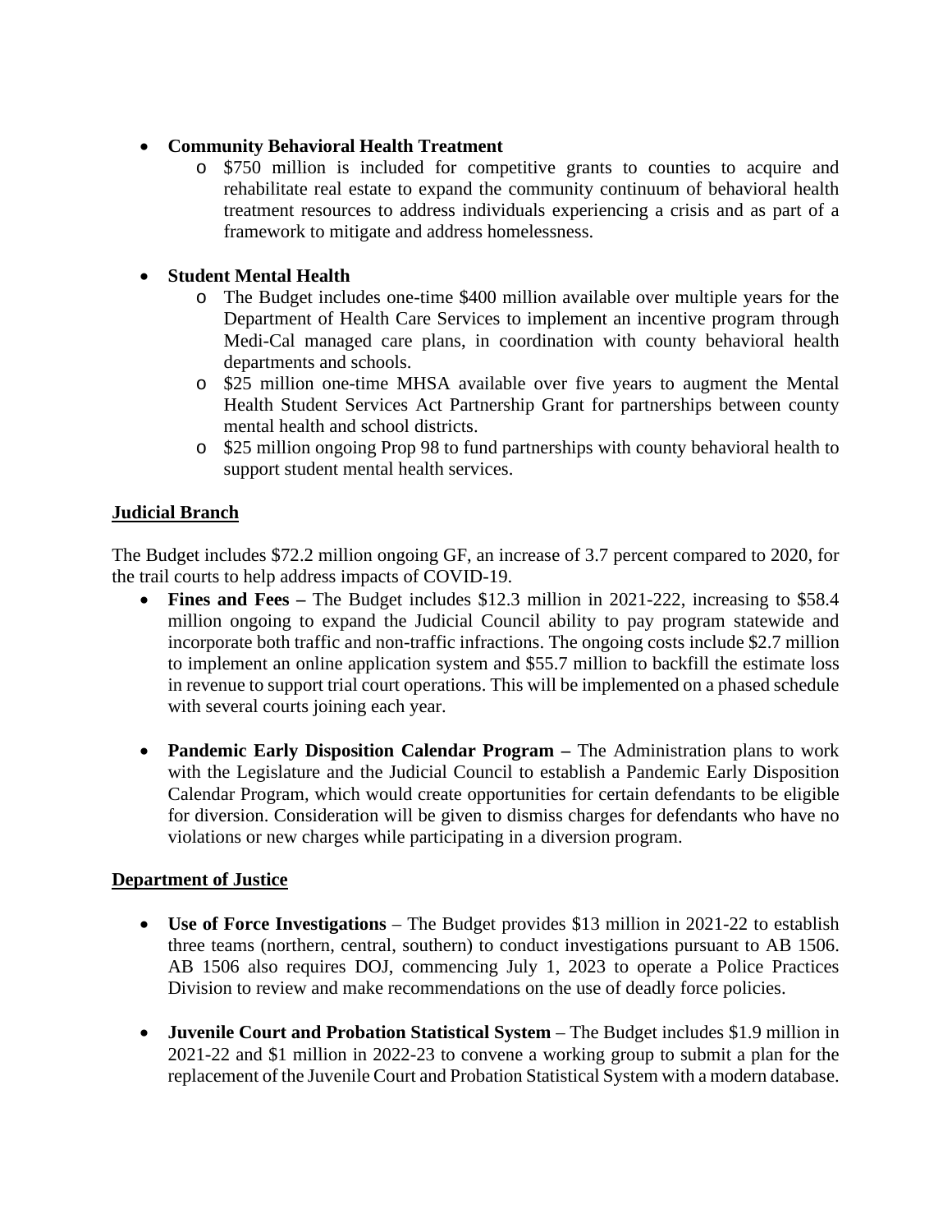- **Community Behavioral Health Treatment**
  - $750 million is included for competitive grants to counties to acquire and rehabilitate real estate to expand the community continuum of behavioral health treatment resources to address individuals experiencing a crisis and as part of a framework to mitigate and address homelessness.

- **Student Mental Health**
  - The Budget includes one-time $400 million available over multiple years for the Department of Health Care Services to implement an incentive program through Medi-Cal managed care plans, in coordination with county behavioral health departments and schools.
  - $25 million one-time MHSA available over five years to augment the Mental Health Student Services Act Partnership Grant for partnerships between county mental health and school districts.
  - $25 million ongoing Prop 98 to fund partnerships with county behavioral health to support student mental health services.

<u>**Judicial Branch**</u>

The Budget includes $72.2 million ongoing GF, an increase of 3.7 percent compared to 2020, for the trail courts to help address impacts of COVID-19.

- **Fines and Fees –** The Budget includes $12.3 million in 2021-222, increasing to $58.4 million ongoing to expand the Judicial Council ability to pay program statewide and incorporate both traffic and non-traffic infractions. The ongoing costs include $2.7 million to implement an online application system and $55.7 million to backfill the estimate loss in revenue to support trial court operations. This will be implemented on a phased schedule with several courts joining each year.

- **Pandemic Early Disposition Calendar Program –** The Administration plans to work with the Legislature and the Judicial Council to establish a Pandemic Early Disposition Calendar Program, which would create opportunities for certain defendants to be eligible for diversion. Consideration will be given to dismiss charges for defendants who have no violations or new charges while participating in a diversion program.

<u>**Department of Justice**</u>

- **Use of Force Investigations** – The Budget provides $13 million in 2021-22 to establish three teams (northern, central, southern) to conduct investigations pursuant to AB 1506. AB 1506 also requires DOJ, commencing July 1, 2023 to operate a Police Practices Division to review and make recommendations on the use of deadly force policies.

- **Juvenile Court and Probation Statistical System** – The Budget includes $1.9 million in 2021-22 and $1 million in 2022-23 to convene a working group to submit a plan for the replacement of the Juvenile Court and Probation Statistical System with a modern database.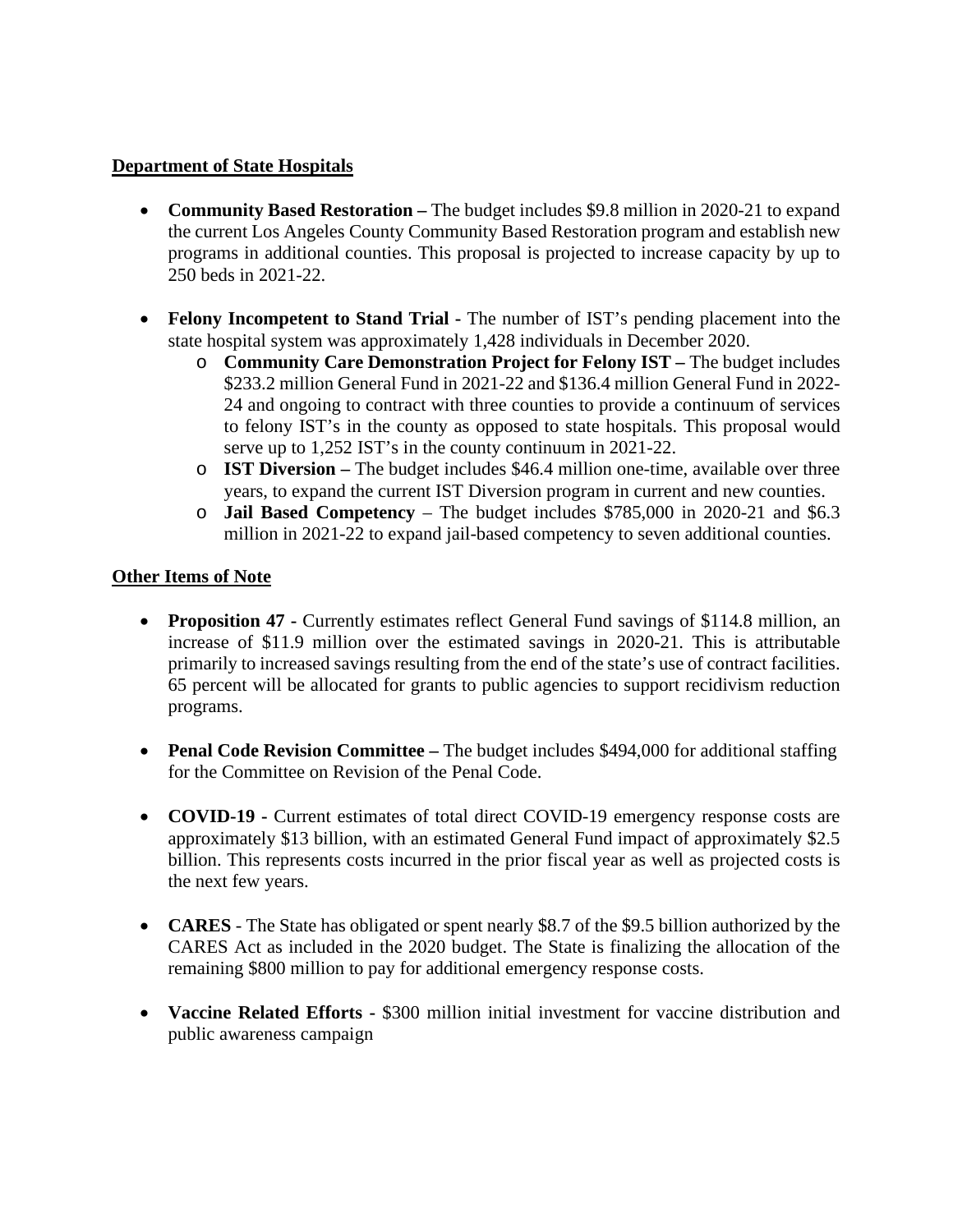**Department of State Hospitals**

- **Community Based Restoration –** The budget includes $9.8 million in 2020-21 to expand the current Los Angeles County Community Based Restoration program and establish new programs in additional counties. This proposal is projected to increase capacity by up to 250 beds in 2021-22.

- **Felony Incompetent to Stand Trial -** The number of IST's pending placement into the state hospital system was approximately 1,428 individuals in December 2020.
  - **Community Care Demonstration Project for Felony IST –** The budget includes $233.2 million General Fund in 2021-22 and $136.4 million General Fund in 2022-24 and ongoing to contract with three counties to provide a continuum of services to felony IST's in the county as opposed to state hospitals. This proposal would serve up to 1,252 IST's in the county continuum in 2021-22.
  - **IST Diversion –** The budget includes $46.4 million one-time, available over three years, to expand the current IST Diversion program in current and new counties.
  - **Jail Based Competency** – The budget includes $785,000 in 2020-21 and $6.3 million in 2021-22 to expand jail-based competency to seven additional counties.

**Other Items of Note**

- **Proposition 47 -** Currently estimates reflect General Fund savings of $114.8 million, an increase of $11.9 million over the estimated savings in 2020-21. This is attributable primarily to increased savings resulting from the end of the state's use of contract facilities. 65 percent will be allocated for grants to public agencies to support recidivism reduction programs.

- **Penal Code Revision Committee –** The budget includes $494,000 for additional staffing for the Committee on Revision of the Penal Code.

- **COVID-19 -** Current estimates of total direct COVID-19 emergency response costs are approximately $13 billion, with an estimated General Fund impact of approximately $2.5 billion. This represents costs incurred in the prior fiscal year as well as projected costs is the next few years.

- **CARES** - The State has obligated or spent nearly $8.7 of the $9.5 billion authorized by the CARES Act as included in the 2020 budget. The State is finalizing the allocation of the remaining $800 million to pay for additional emergency response costs.

- **Vaccine Related Efforts -** $300 million initial investment for vaccine distribution and public awareness campaign